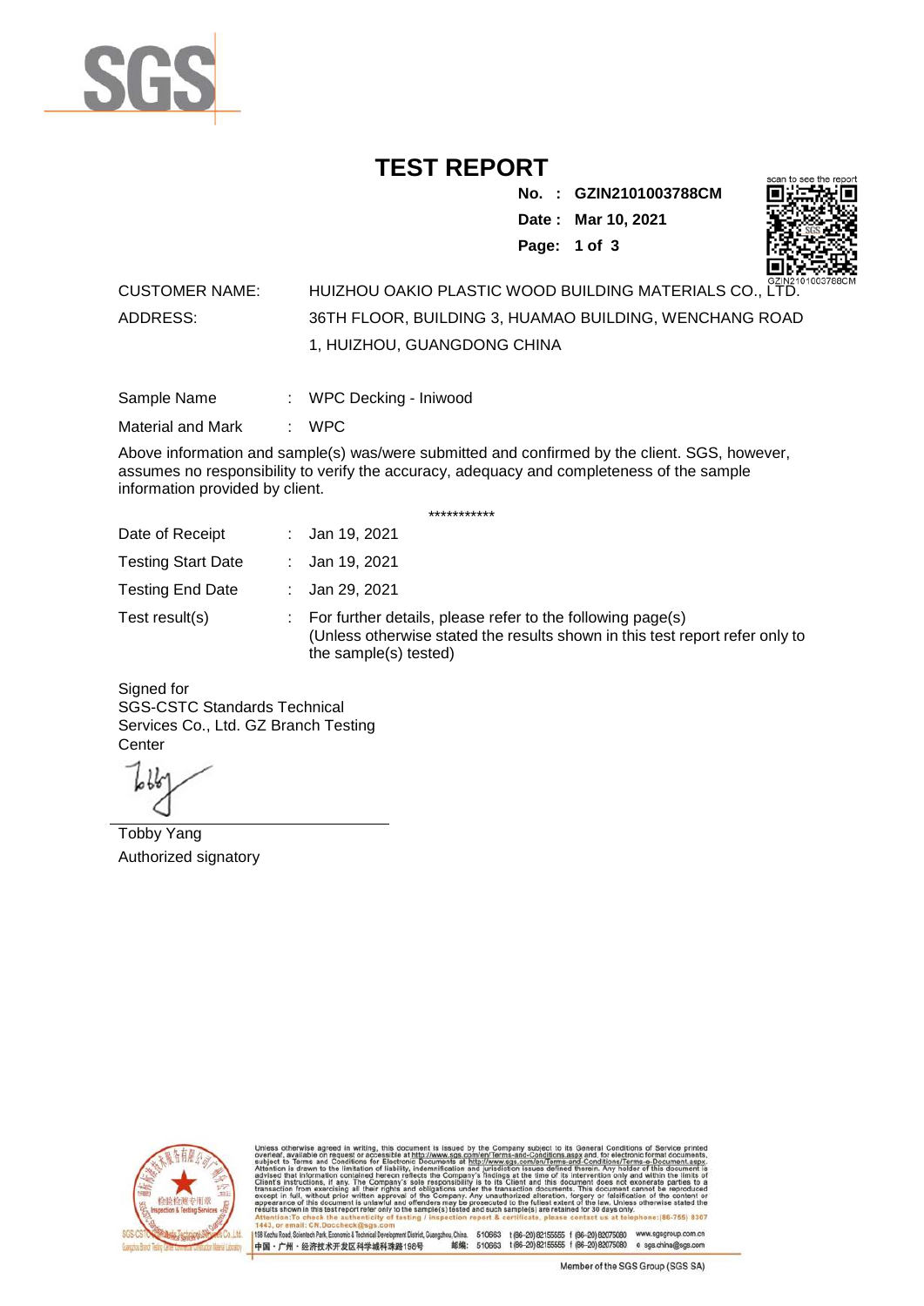# TEST REPORT

**No. : GZIN2101003788CM**

**Date : Mar 10, 2021**

scan to see the report

GZIN2101003788CM

CUSTOMER NAME: HUIZHOU OAKIO PLASTIC WOOD BUILDING MATERIALS CO., LTD.

ADDRESS: 36TH FLOOR, BUILDING 3, HUAMAO BUILDING, WENCHANG ROAD 1, HUIZHOU, GUANGDONG CHINA

Sample Name : WPC Decking - Iniwood

Material and Mark : WPC

Above information and sample(s) was/were submitted and confirmed by the client. SGS, however, assumes no responsibility to verify the accuracy, adequacy and completeness of the sample information provided by client.

***********

Date of Receipt : Jan 19, 2021

Testing Start Date : Jan 19, 2021

Testing End Date : Jan 29, 2021

Test result(s) : For further details, please refer to the following page(s)
(Unless otherwise stated the results shown in this test report refer only to the sample(s) tested)

Signed for
SGS-CSTC Standards Technical Services Co., Ltd. GZ Branch Testing Center

Tobby Yang
Authorized signatory

Unless otherwise agreed in writing, this document is issued by the Company subject to its General Conditions of Service printed overleaf, available on request or accessible at http://www.sgs.com/en/Terms-and-Conditions.aspx and, for electronic format documents, subject to Terms and Conditions for Electronic Documents at http://www.sgs.com/en/Terms-and-Conditions/Terms-e-Document.aspx. Attention is drawn to the limitation of liability, indemnification and jurisdiction issues defined therein. Any holder of this document is advised that information contained hereon reflects the Company's findings at the time of its intervention only and within the limits of Client's instructions, if any. The Company's sole responsibility is to its Client and this document does not exonerate parties to a transaction from exercising all their rights and obligations under the transaction documents. This document cannot be reproduced except in full, without prior written approval of the Company. Any unauthorized alteration, forgery or falsification of the content or appearance of this document is unlawful and offenders may be prosecuted to the fullest extent of the law. Unless otherwise stated the results shown in this test report refer only to the sample(s) tested and such sample(s) are retained for 30 days only.
Attention: To check the authenticity of testing / inspection report & certificate, please contact us at telephone: (86-755) 8307 1443, or email: CN.Doccheck@sgs.com

198 Kezhu Road, Scientech Park, Economic & Technical Development District, Guangzhou, China. 510663 t (86-20) 82155555 f (86-20) 82075080 www.sgsgroup.com.cn
中国・广州・经济技术开发区科学城科珠路198号 邮编: 510663 t (86-20) 82155555 f (86-20) 82075080 e sgs.china@sgs.com

Member of the SGS Group (SGS SA)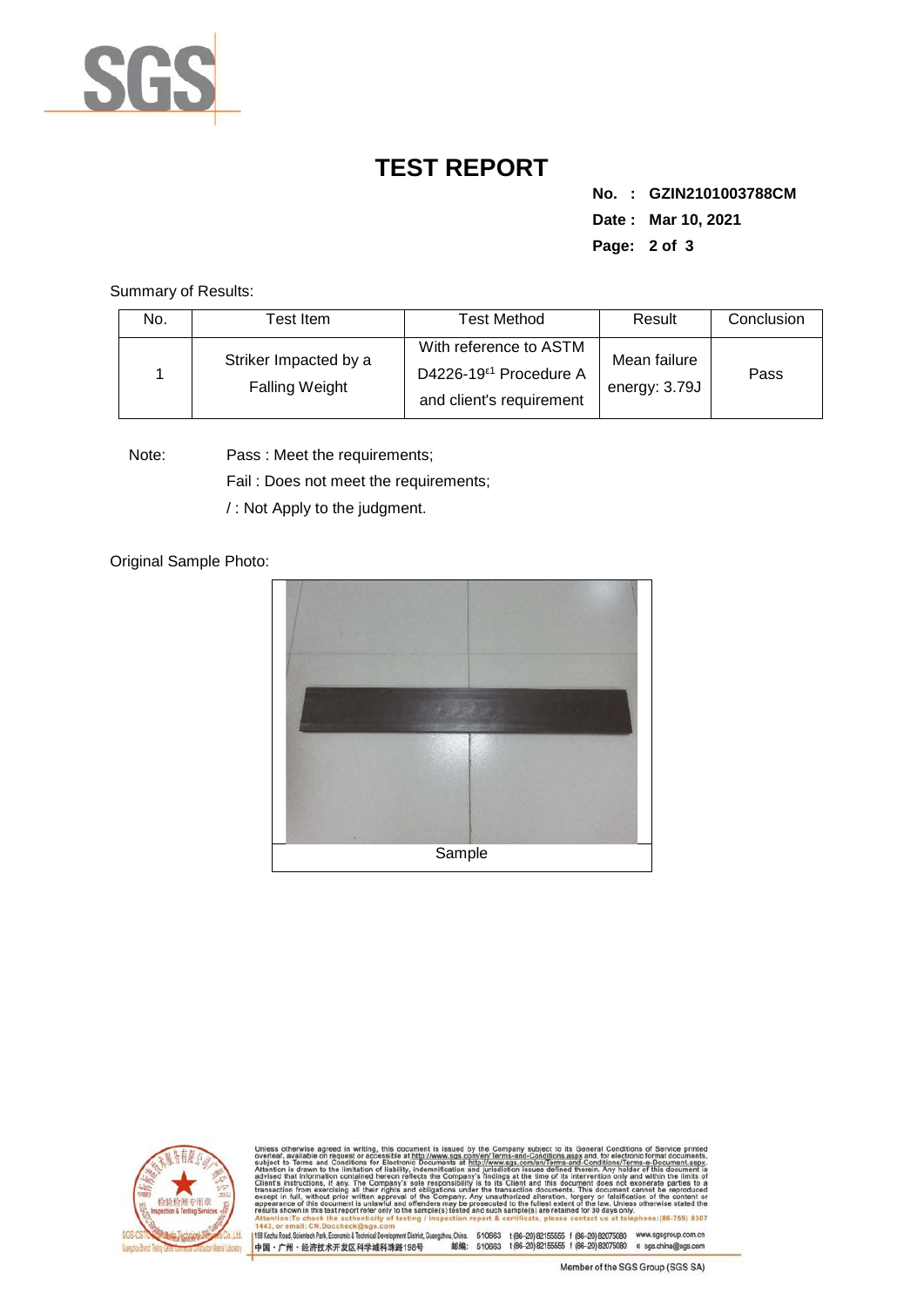# TEST REPORT

**No. : GZIN2101003788CM**

**Date : Mar 10, 2021**

Summary of Results:

| No. | Test Item | Test Method | Result | Conclusion |
|---|---|---|---|---|
| 1 | Striker Impacted by a Falling Weight | With reference to ASTM D4226-19$^{\varepsilon 1}$ Procedure A and client's requirement | Mean failure energy: 3.79J | Pass |

Note: Pass : Meet the requirements;

Fail : Does not meet the requirements;

/ : Not Apply to the judgment.

Original Sample Photo:

Sample

Unless otherwise agreed in writing, this document is issued by the Company subject to its General Conditions of Service printed overleaf, available on request or accessible at http://www.sgs.com/en/Terms-and-Conditions.aspx and, for electronic format documents, subject to Terms and Conditions for Electronic Documents at http://www.sgs.com/en/Terms-and-Conditions/Terms-e-Document.aspx. Attention is drawn to the limitation of liability, indemnification and jurisdiction issues defined therein. Any holder of this document is advised that information contained hereon reflects the Company's findings at the time of its intervention only and within the limits of Client's instructions, if any. The Company's sole responsibility is to its Client and this document does not exonerate parties to a transaction from exercising all their rights and obligations under the transaction documents. This document cannot be reproduced except in full, without prior written approval of the Company. Any unauthorized alteration, forgery or falsification of the content or appearance of this document is unlawful and offenders may be prosecuted to the fullest extent of the law. Unless otherwise stated the results shown in this test report refer only to the sample(s) tested and such sample(s) are retained for 30 days only.
Attention:To check the authenticity of testing / inspection report & certificate, please contact us at telephone:(86-755) 8307 1443, or email: CN.Doccheck@sgs.com

198 Kezhu Road, Scientech Park, Economic & Technical Development District, Guangzhou, China. 510663 t (86-20) 82155555 f (86-20) 82075080 www.sgsgroup.com.cn
中国・广州・经济技术开发区科学城科珠路198号 邮编: 510663 t (86-20) 82155555 f (86-20) 82075080 e sgs.china@sgs.com

Member of the SGS Group (SGS SA)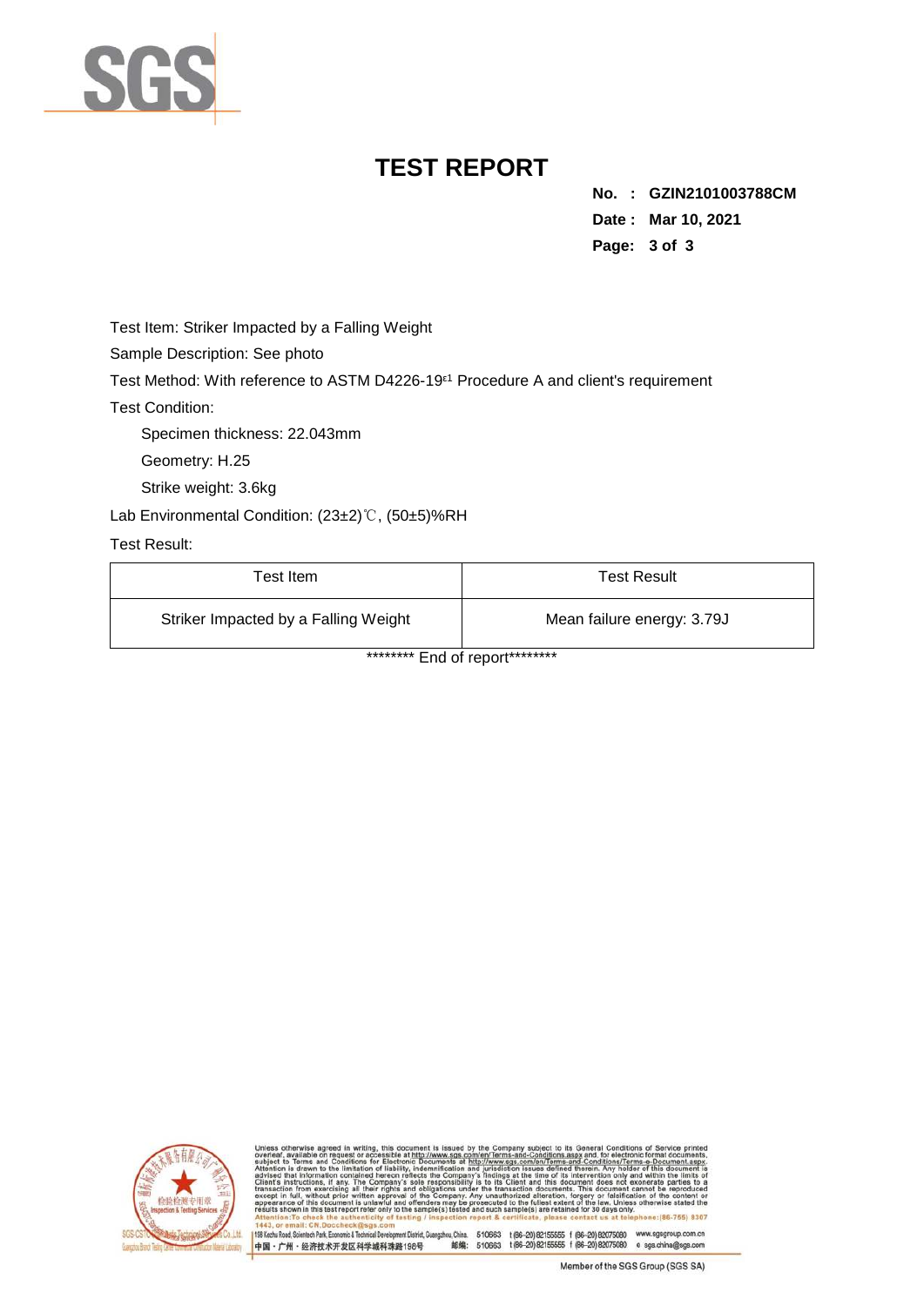# TEST REPORT

**No. : GZIN2101003788CM**
**Date : Mar 10, 2021**

Test Item: Striker Impacted by a Falling Weight

Sample Description: See photo

Test Method: With reference to ASTM D4226-19$^{\varepsilon1}$ Procedure A and client's requirement

Test Condition:

Specimen thickness: 22.043mm

Geometry: H.25

Strike weight: 3.6kg

Lab Environmental Condition: (23±2)℃, (50±5)%RH

Test Result:

| Test Item | Test Result |
|---|---|
| Striker Impacted by a Falling Weight | Mean failure energy: 3.79J |

******** End of report********